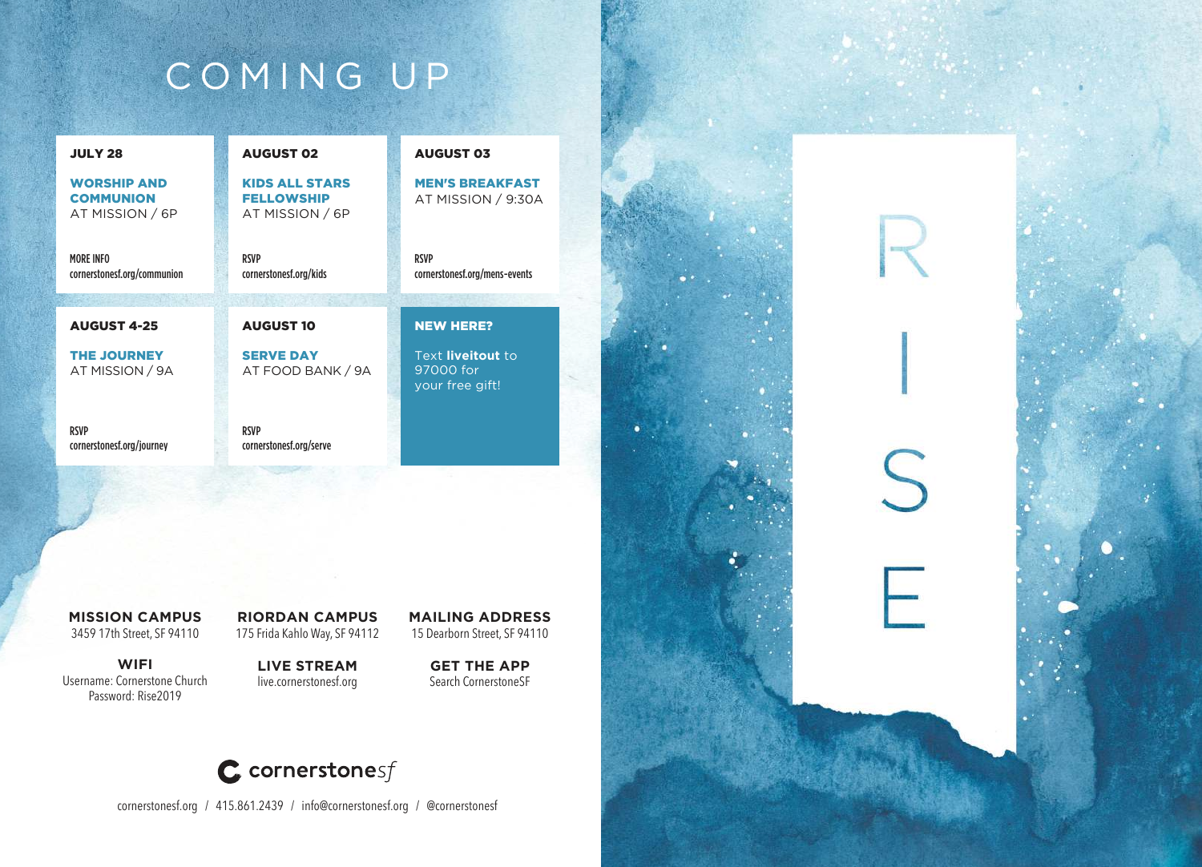# COMING UP

**JULY 28**

**WORSHIP AND COMMUNION**
AT MISSION / 6P

MORE INFO
cornerstonesf.org/communion

**AUGUST 02**

**KIDS ALL STARS FELLOWSHIP**
AT MISSION / 6P

RSVP
cornerstonesf.org/kids

**AUGUST 03**

**MEN'S BREAKFAST**
AT MISSION / 9:30A

RSVP
cornerstonesf.org/mens-events

**AUGUST 4-25**

**THE JOURNEY**
AT MISSION / 9A

RSVP
cornerstonesf.org/journey

**AUGUST 10**

**SERVE DAY**
AT FOOD BANK / 9A

RSVP
cornerstonesf.org/serve

**NEW HERE?**

Text **liveitout** to 97000 for your free gift!

**MISSION CAMPUS**
3459 17th Street, SF 94110

**RIORDAN CAMPUS**
175 Frida Kahlo Way, SF 94112

**MAILING ADDRESS**
15 Dearborn Street, SF 94110

**WIFI**
Username: Cornerstone Church
Password: Rise2019

**LIVE STREAM**
live.cornerstonesf.org

**GET THE APP**
Search CornerstoneSF

cornerstonesf

cornerstonesf.org / 415.861.2439 / info@cornerstonesf.org / @cornerstonesf

RISE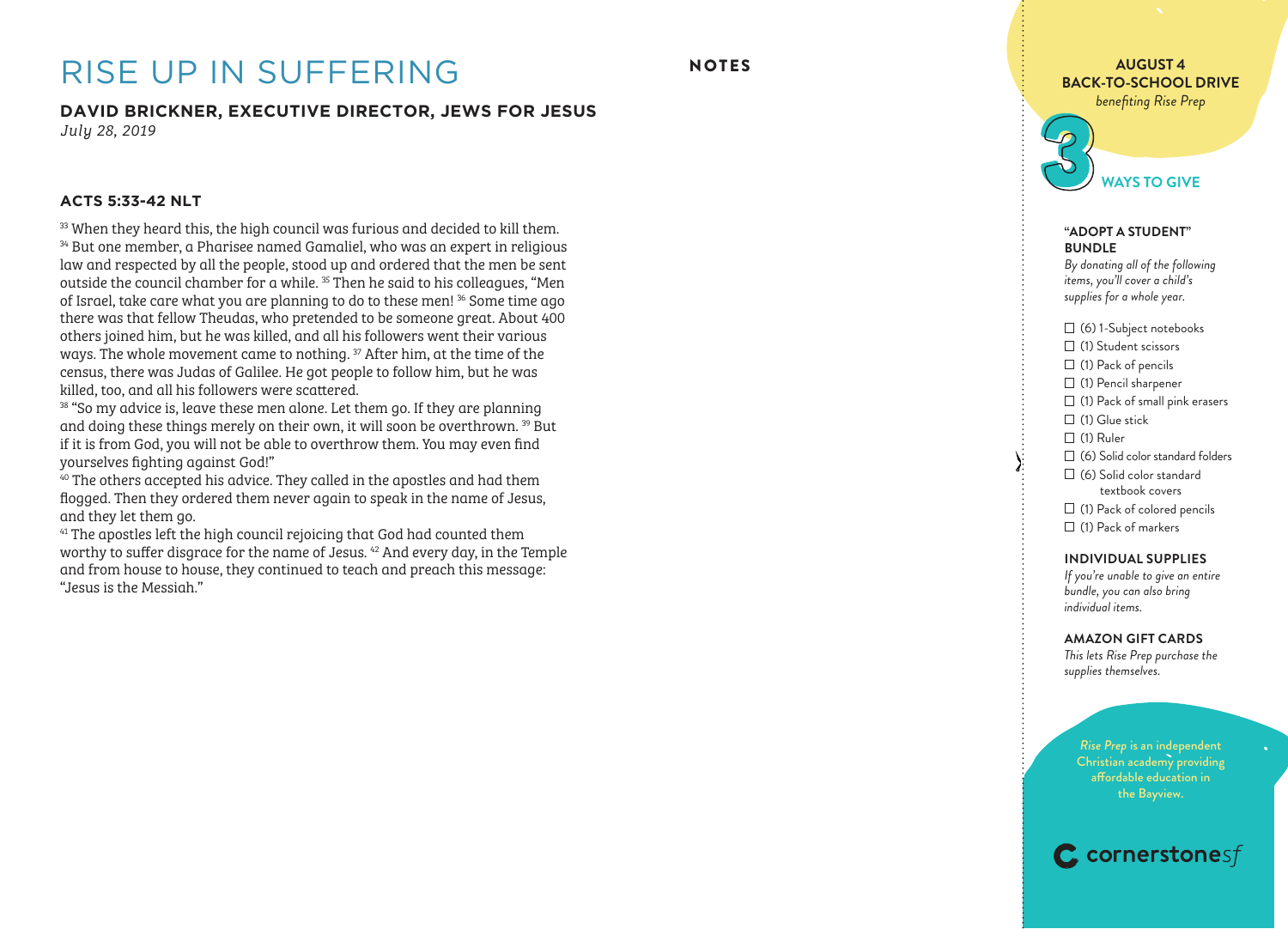# RISE UP IN SUFFERING

**DAVID BRICKNER, EXECUTIVE DIRECTOR, JEWS FOR JESUS**
*July 28, 2019*

### ACTS 5:33-42 NLT

[33] When they heard this, the high council was furious and decided to kill them. [34] But one member, a Pharisee named Gamaliel, who was an expert in religious law and respected by all the people, stood up and ordered that the men be sent outside the council chamber for a while. [35] Then he said to his colleagues, "Men of Israel, take care what you are planning to do to these men! [36] Some time ago there was that fellow Theudas, who pretended to be someone great. About 400 others joined him, but he was killed, and all his followers went their various ways. The whole movement came to nothing. [37] After him, at the time of the census, there was Judas of Galilee. He got people to follow him, but he was killed, too, and all his followers were scattered.

[38] "So my advice is, leave these men alone. Let them go. If they are planning and doing these things merely on their own, it will soon be overthrown. [39] But if it is from God, you will not be able to overthrow them. You may even find yourselves fighting against God!"

[40] The others accepted his advice. They called in the apostles and had them flogged. Then they ordered them never again to speak in the name of Jesus, and they let them go.

[41] The apostles left the high council rejoicing that God had counted them worthy to suffer disgrace for the name of Jesus. [42] And every day, in the Temple and from house to house, they continued to teach and preach this message: "Jesus is the Messiah."

## NOTES

**AUGUST 4**
**BACK-TO-SCHOOL DRIVE**
*benefiting Rise Prep*

## 3 WAYS TO GIVE

**"ADOPT A STUDENT" BUNDLE**
*By donating all of the following items, you'll cover a child's supplies for a whole year.*

- ☐ (6) 1-Subject notebooks
- ☐ (1) Student scissors
- ☐ (1) Pack of pencils
- ☐ (1) Pencil sharpener
- ☐ (1) Pack of small pink erasers
- ☐ (1) Glue stick
- ☐ (1) Ruler
- ☐ (6) Solid color standard folders
- ☐ (6) Solid color standard textbook covers
- ☐ (1) Pack of colored pencils
- ☐ (1) Pack of markers

**INDIVIDUAL SUPPLIES**
*If you're unable to give an entire bundle, you can also bring individual items.*

**AMAZON GIFT CARDS**
*This lets Rise Prep purchase the supplies themselves.*

*Rise Prep* is an independent Christian academy providing affordable education in the Bayview.

cornerstone*sf*